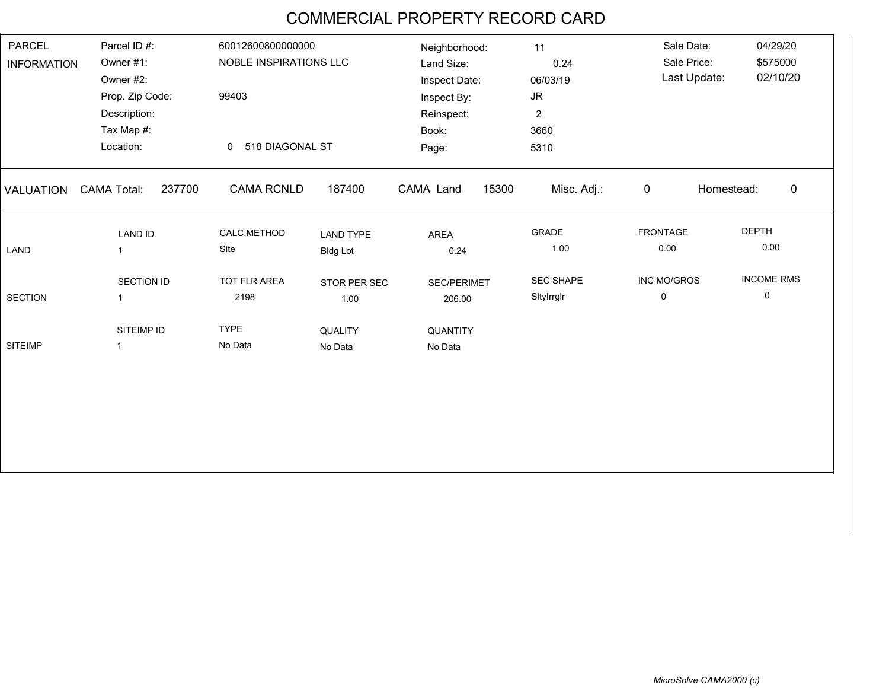# COMMERCIAL PROPERTY RECORD CARD

## PARCEL INFORMATION

| | | | | | |
|---|---|---|---|---|---|
| Parcel ID #: | 60012600800000000 | Neighborhood: | 11 | Sale Date: | 04/29/20 |
| Owner #1: | NOBLE INSPIRATIONS LLC | Land Size: | 0.24 | Sale Price: | $575000 |
| Owner #2: | | Inspect Date: | 06/03/19 | Last Update: | 02/10/20 |
| Prop. Zip Code: | 99403 | Inspect By: | JR | | |
| Description: | | Reinspect: | 2 | | |
| Tax Map #: | | Book: | 3660 | | |
| Location: | 0 518 DIAGONAL ST | Page: | 5310 | | |

## VALUATION

| CAMA Total: | CAMA RCNLD | CAMA Land | Misc. Adj.: | Homestead: |
|---|---|---|---|---|
| 237700 | 187400 | 15300 | 0 | 0 |

## LAND

| LAND ID | CALC.METHOD | LAND TYPE | AREA | GRADE | FRONTAGE | DEPTH |
|---|---|---|---|---|---|---|
| 1 | Site | Bldg Lot | 0.24 | 1.00 | 0.00 | 0.00 |

## SECTION

| SECTION ID | TOT FLR AREA | STOR PER SEC | SEC/PERIMET | SEC SHAPE | INC MO/GROS | INCOME RMS |
|---|---|---|---|---|---|---|
| 1 | 2198 | 1.00 | 206.00 | SltyIrrglr | 0 | 0 |

## SITEIMP

| SITEIMP ID | TYPE | QUALITY | QUANTITY |
|---|---|---|---|
| 1 | No Data | No Data | No Data |

*MicroSolve CAMA2000 (c)*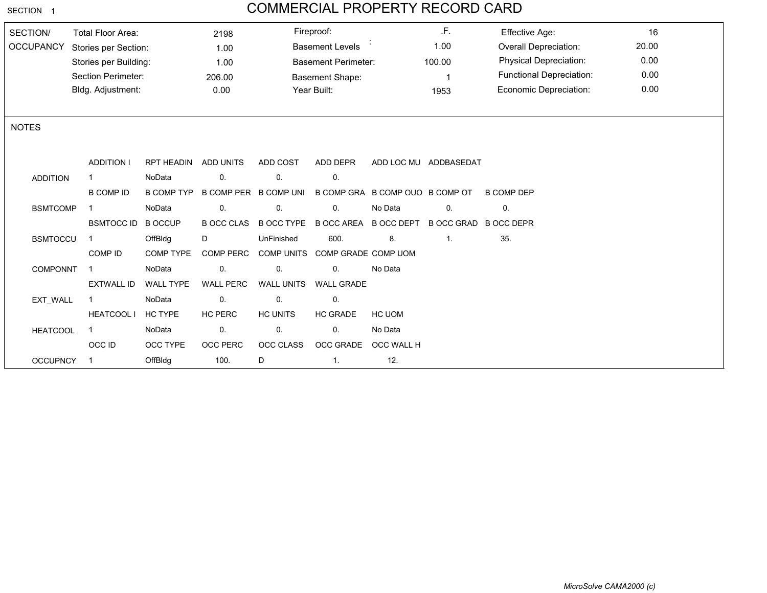SECTION 1

# COMMERCIAL PROPERTY RECORD CARD

| SECTION/ OCCUPANCY | | | | | | |
|---|---|---|---|---|---|---|
| | Total Floor Area: | 2198 | Fireproof: | .F. | Effective Age: | 16 |
| | Stories per Section: | 1.00 | Basement Levels : | 1.00 | Overall Depreciation: | 20.00 |
| | Stories per Building: | 1.00 | Basement Perimeter: | 100.00 | Physical Depreciation: | 0.00 |
| | Section Perimeter: | 206.00 | Basement Shape: | 1 | Functional Depreciation: | 0.00 |
| | Bldg. Adjustment: | 0.00 | Year Built: | 1953 | Economic Depreciation: | 0.00 |

NOTES

| | | | | | | | | |
|---|---|---|---|---|---|---|---|---|
| | ADDITION I | RPT HEADIN | ADD UNITS | ADD COST | ADD DEPR | ADD LOC MU | ADDBASEDAT | |
| ADDITION | 1 | NoData | 0. | 0. | 0. | | | |
| | B COMP ID | B COMP TYP | B COMP PER | B COMP UNI | B COMP GRA | B COMP OUO | B COMP OT | B COMP DEP |
| BSMTCOMP | 1 | NoData | 0. | 0. | 0. | No Data | 0. | 0. |
| | BSMTOCC ID | B OCCUP | B OCC CLAS | B OCC TYPE | B OCC AREA | B OCC DEPT | B OCC GRAD | B OCC DEPR |
| BSMTOCCU | 1 | OffBldg | D | UnFinished | 600. | 8. | 1. | 35. |
| | COMP ID | COMP TYPE | COMP PERC | COMP UNITS | COMP GRADE | COMP UOM | | |
| COMPONNT | 1 | NoData | 0. | 0. | 0. | No Data | | |
| | EXTWALL ID | WALL TYPE | WALL PERC | WALL UNITS | WALL GRADE | | | |
| EXT_WALL | 1 | NoData | 0. | 0. | 0. | | | |
| | HEATCOOL I | HC TYPE | HC PERC | HC UNITS | HC GRADE | HC UOM | | |
| HEATCOOL | 1 | NoData | 0. | 0. | 0. | No Data | | |
| | OCC ID | OCC TYPE | OCC PERC | OCC CLASS | OCC GRADE | OCC WALL H | | |
| OCCUPNCY | 1 | OffBldg | 100. | D | 1. | 12. | | |

*MicroSolve CAMA2000 (c)*